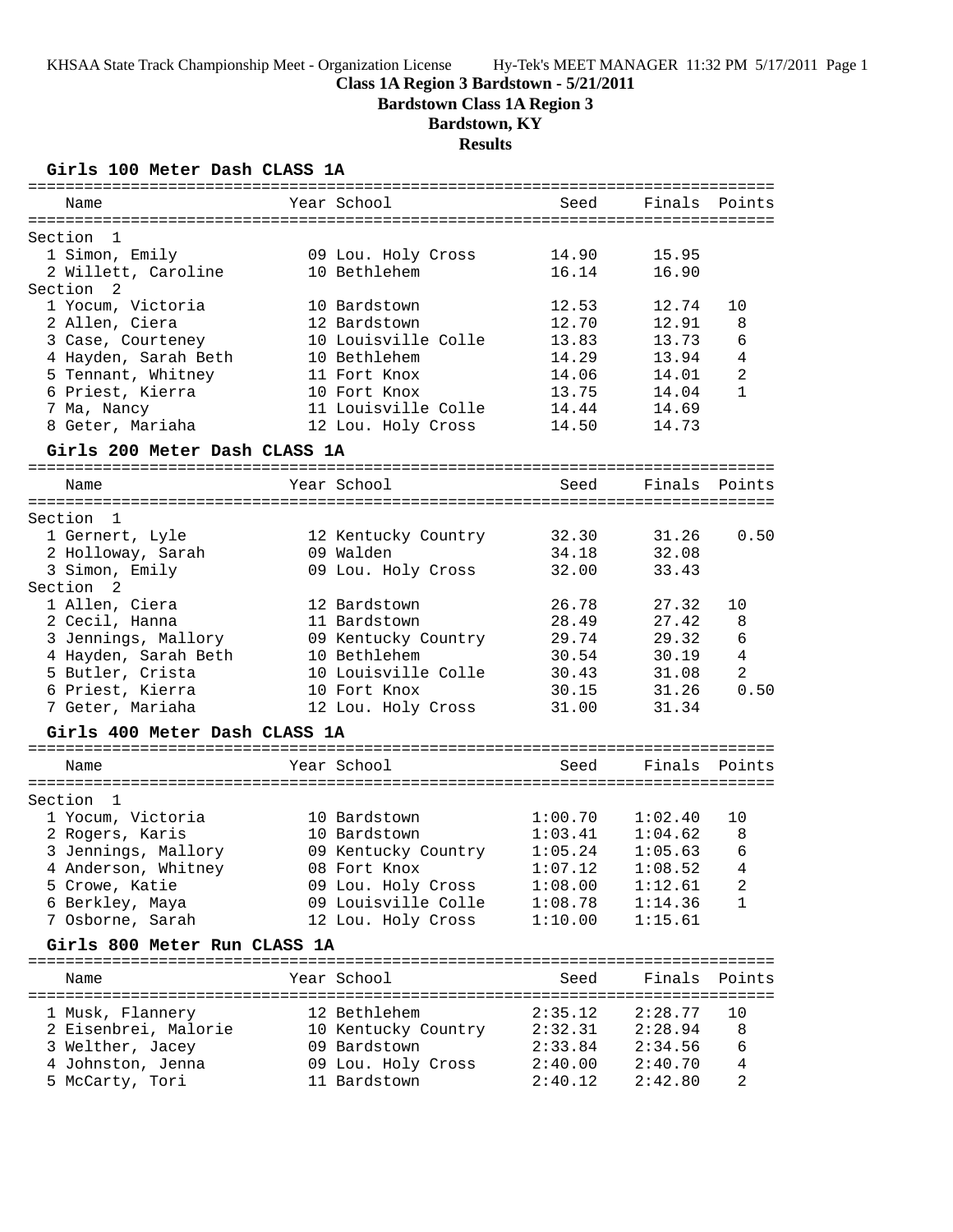KHSAA State Track Championship Meet - Organization License    Hy-Tek's MEET MANAGER 11:32 PM 5/17/2011 Page 1

# Class 1A Region 3 Bardstown - 5/21/2011

## Bardstown Class 1A Region 3

## Bardstown, KY

## Results

### Girls 100 Meter Dash CLASS 1A

| Name | Year | School | Seed | Finals | Points |
|---|---|---|---|---|---|
| **Section 1** | | | | | |
| 1 Simon, Emily | 09 | Lou. Holy Cross | 14.90 | 15.95 | |
| 2 Willett, Caroline | 10 | Bethlehem | 16.14 | 16.90 | |
| **Section 2** | | | | | |
| 1 Yocum, Victoria | 10 | Bardstown | 12.53 | 12.74 | 10 |
| 2 Allen, Ciera | 12 | Bardstown | 12.70 | 12.91 | 8 |
| 3 Case, Courteney | 10 | Louisville Colle | 13.83 | 13.73 | 6 |
| 4 Hayden, Sarah Beth | 10 | Bethlehem | 14.29 | 13.94 | 4 |
| 5 Tennant, Whitney | 11 | Fort Knox | 14.06 | 14.01 | 2 |
| 6 Priest, Kierra | 10 | Fort Knox | 13.75 | 14.04 | 1 |
| 7 Ma, Nancy | 11 | Louisville Colle | 14.44 | 14.69 | |
| 8 Geter, Mariaha | 12 | Lou. Holy Cross | 14.50 | 14.73 | |

### Girls 200 Meter Dash CLASS 1A

| Name | Year | School | Seed | Finals | Points |
|---|---|---|---|---|---|
| **Section 1** | | | | | |
| 1 Gernert, Lyle | 12 | Kentucky Country | 32.30 | 31.26 | 0.50 |
| 2 Holloway, Sarah | 09 | Walden | 34.18 | 32.08 | |
| 3 Simon, Emily | 09 | Lou. Holy Cross | 32.00 | 33.43 | |
| **Section 2** | | | | | |
| 1 Allen, Ciera | 12 | Bardstown | 26.78 | 27.32 | 10 |
| 2 Cecil, Hanna | 11 | Bardstown | 28.49 | 27.42 | 8 |
| 3 Jennings, Mallory | 09 | Kentucky Country | 29.74 | 29.32 | 6 |
| 4 Hayden, Sarah Beth | 10 | Bethlehem | 30.54 | 30.19 | 4 |
| 5 Butler, Crista | 10 | Louisville Colle | 30.43 | 31.08 | 2 |
| 6 Priest, Kierra | 10 | Fort Knox | 30.15 | 31.26 | 0.50 |
| 7 Geter, Mariaha | 12 | Lou. Holy Cross | 31.00 | 31.34 | |

### Girls 400 Meter Dash CLASS 1A

| Name | Year | School | Seed | Finals | Points |
|---|---|---|---|---|---|
| **Section 1** | | | | | |
| 1 Yocum, Victoria | 10 | Bardstown | 1:00.70 | 1:02.40 | 10 |
| 2 Rogers, Karis | 10 | Bardstown | 1:03.41 | 1:04.62 | 8 |
| 3 Jennings, Mallory | 09 | Kentucky Country | 1:05.24 | 1:05.63 | 6 |
| 4 Anderson, Whitney | 08 | Fort Knox | 1:07.12 | 1:08.52 | 4 |
| 5 Crowe, Katie | 09 | Lou. Holy Cross | 1:08.00 | 1:12.61 | 2 |
| 6 Berkley, Maya | 09 | Louisville Colle | 1:08.78 | 1:14.36 | 1 |
| 7 Osborne, Sarah | 12 | Lou. Holy Cross | 1:10.00 | 1:15.61 | |

### Girls 800 Meter Run CLASS 1A

| Name | Year | School | Seed | Finals | Points |
|---|---|---|---|---|---|
| 1 Musk, Flannery | 12 | Bethlehem | 2:35.12 | 2:28.77 | 10 |
| 2 Eisenbrei, Malorie | 10 | Kentucky Country | 2:32.31 | 2:28.94 | 8 |
| 3 Welther, Jacey | 09 | Bardstown | 2:33.84 | 2:34.56 | 6 |
| 4 Johnston, Jenna | 09 | Lou. Holy Cross | 2:40.00 | 2:40.70 | 4 |
| 5 McCarty, Tori | 11 | Bardstown | 2:40.12 | 2:42.80 | 2 |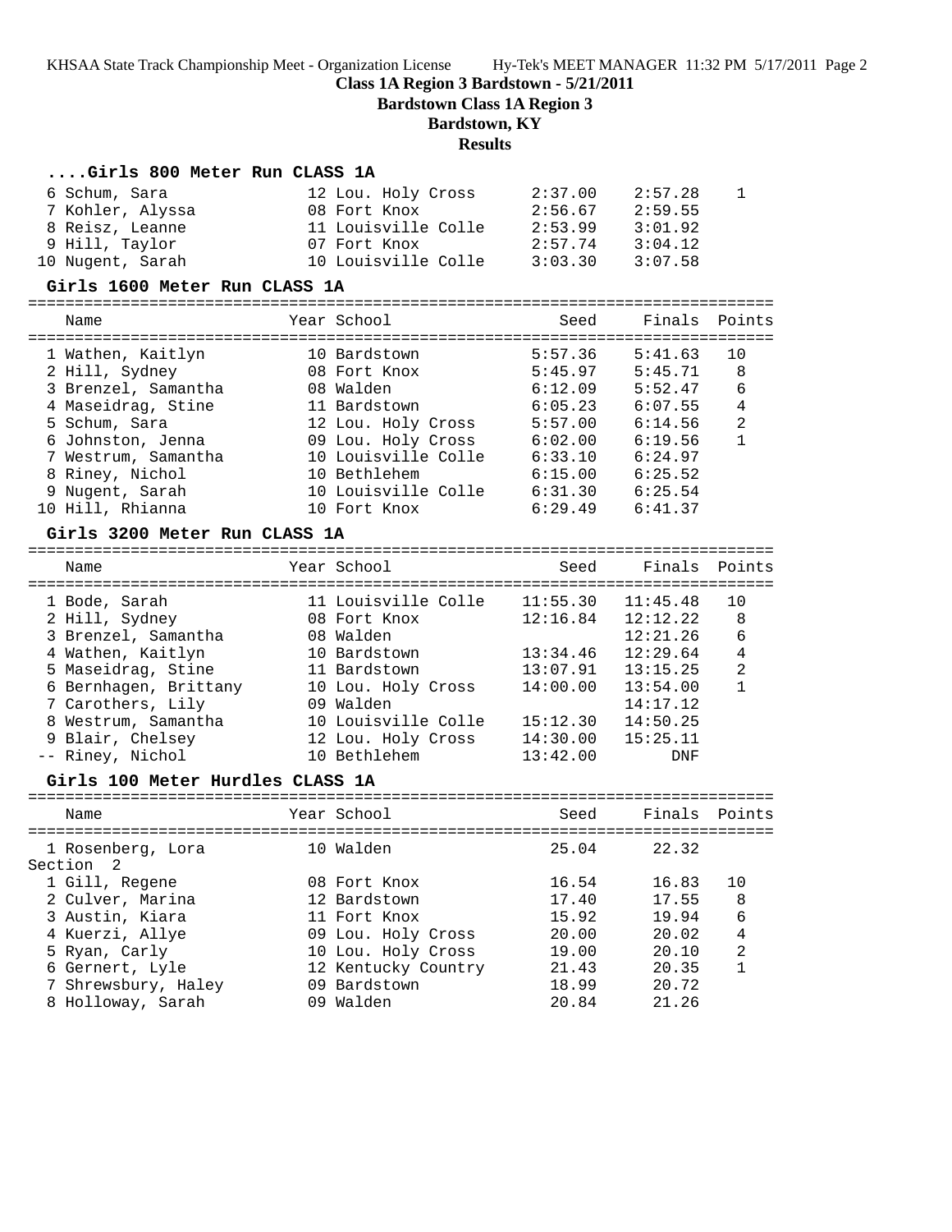Class 1A Region 3 Bardstown - 5/21/2011

Bardstown Class 1A Region 3

Bardstown, KY

Results

### ....Girls 800 Meter Run CLASS 1A

| Name | Year | School | Seed | Finals | Points |
|---|---|---|---|---|---|
| 6 Schum, Sara | 12 | Lou. Holy Cross | 2:37.00 | 2:57.28 | 1 |
| 7 Kohler, Alyssa | 08 | Fort Knox | 2:56.67 | 2:59.55 | |
| 8 Reisz, Leanne | 11 | Louisville Colle | 2:53.99 | 3:01.92 | |
| 9 Hill, Taylor | 07 | Fort Knox | 2:57.74 | 3:04.12 | |
| 10 Nugent, Sarah | 10 | Louisville Colle | 3:03.30 | 3:07.58 | |

### Girls 1600 Meter Run CLASS 1A

| Name | Year | School | Seed | Finals | Points |
|---|---|---|---|---|---|
| 1 Wathen, Kaitlyn | 10 | Bardstown | 5:57.36 | 5:41.63 | 10 |
| 2 Hill, Sydney | 08 | Fort Knox | 5:45.97 | 5:45.71 | 8 |
| 3 Brenzel, Samantha | 08 | Walden | 6:12.09 | 5:52.47 | 6 |
| 4 Maseidrag, Stine | 11 | Bardstown | 6:05.23 | 6:07.55 | 4 |
| 5 Schum, Sara | 12 | Lou. Holy Cross | 5:57.00 | 6:14.56 | 2 |
| 6 Johnston, Jenna | 09 | Lou. Holy Cross | 6:02.00 | 6:19.56 | 1 |
| 7 Westrum, Samantha | 10 | Louisville Colle | 6:33.10 | 6:24.97 | |
| 8 Riney, Nichol | 10 | Bethlehem | 6:15.00 | 6:25.52 | |
| 9 Nugent, Sarah | 10 | Louisville Colle | 6:31.30 | 6:25.54 | |
| 10 Hill, Rhianna | 10 | Fort Knox | 6:29.49 | 6:41.37 | |

### Girls 3200 Meter Run CLASS 1A

| Name | Year | School | Seed | Finals | Points |
|---|---|---|---|---|---|
| 1 Bode, Sarah | 11 | Louisville Colle | 11:55.30 | 11:45.48 | 10 |
| 2 Hill, Sydney | 08 | Fort Knox | 12:16.84 | 12:12.22 | 8 |
| 3 Brenzel, Samantha | 08 | Walden | | 12:21.26 | 6 |
| 4 Wathen, Kaitlyn | 10 | Bardstown | 13:34.46 | 12:29.64 | 4 |
| 5 Maseidrag, Stine | 11 | Bardstown | 13:07.91 | 13:15.25 | 2 |
| 6 Bernhagen, Brittany | 10 | Lou. Holy Cross | 14:00.00 | 13:54.00 | 1 |
| 7 Carothers, Lily | 09 | Walden | | 14:17.12 | |
| 8 Westrum, Samantha | 10 | Louisville Colle | 15:12.30 | 14:50.25 | |
| 9 Blair, Chelsey | 12 | Lou. Holy Cross | 14:30.00 | 15:25.11 | |
| -- Riney, Nichol | 10 | Bethlehem | 13:42.00 | DNF | |

### Girls 100 Meter Hurdles CLASS 1A

| Name | Year | School | Seed | Finals | Points |
|---|---|---|---|---|---|
| 1 Rosenberg, Lora | 10 | Walden | 25.04 | 22.32 | |
| Section 2 | | | | | |
| 1 Gill, Regene | 08 | Fort Knox | 16.54 | 16.83 | 10 |
| 2 Culver, Marina | 12 | Bardstown | 17.40 | 17.55 | 8 |
| 3 Austin, Kiara | 11 | Fort Knox | 15.92 | 19.94 | 6 |
| 4 Kuerzi, Allye | 09 | Lou. Holy Cross | 20.00 | 20.02 | 4 |
| 5 Ryan, Carly | 10 | Lou. Holy Cross | 19.00 | 20.10 | 2 |
| 6 Gernert, Lyle | 12 | Kentucky Country | 21.43 | 20.35 | 1 |
| 7 Shrewsbury, Haley | 09 | Bardstown | 18.99 | 20.72 | |
| 8 Holloway, Sarah | 09 | Walden | 20.84 | 21.26 | |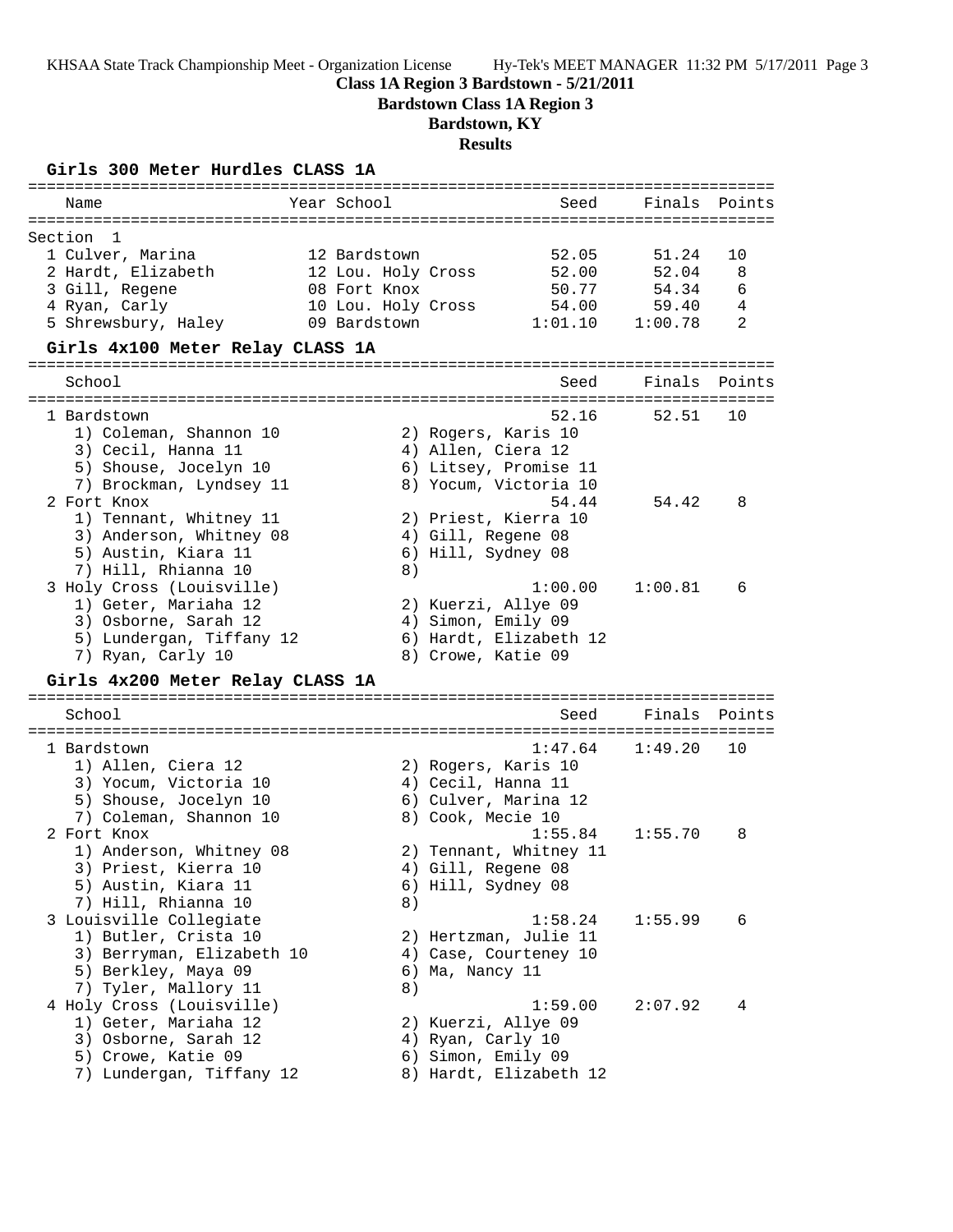**Class 1A Region 3 Bardstown - 5/21/2011**

**Bardstown Class 1A Region 3**

**Bardstown, KY**

**Results**

### Girls 300 Meter Hurdles CLASS 1A

Section 1

| Name | Year | School | Seed | Finals | Points |
|---|---|---|---|---|---|
| 1 Culver, Marina | 12 | Bardstown | 52.05 | 51.24 | 10 |
| 2 Hardt, Elizabeth | 12 | Lou. Holy Cross | 52.00 | 52.04 | 8 |
| 3 Gill, Regene | 08 | Fort Knox | 50.77 | 54.34 | 6 |
| 4 Ryan, Carly | 10 | Lou. Holy Cross | 54.00 | 59.40 | 4 |
| 5 Shrewsbury, Haley | 09 | Bardstown | 1:01.10 | 1:00.78 | 2 |

### Girls 4x100 Meter Relay CLASS 1A

| School | Seed | Finals | Points |
|---|---|---|---|
| 1 Bardstown | 52.16 | 52.51 | 10 |
| 2 Fort Knox | 54.44 | 54.42 | 8 |
| 3 Holy Cross (Louisville) | 1:00.00 | 1:00.81 | 6 |

1 Bardstown: 1) Coleman, Shannon 10; 2) Rogers, Karis 10; 3) Cecil, Hanna 11; 4) Allen, Ciera 12; 5) Shouse, Jocelyn 10; 6) Litsey, Promise 11; 7) Brockman, Lyndsey 11; 8) Yocum, Victoria 10

2 Fort Knox: 1) Tennant, Whitney 11; 2) Priest, Kierra 10; 3) Anderson, Whitney 08; 4) Gill, Regene 08; 5) Austin, Kiara 11; 6) Hill, Sydney 08; 7) Hill, Rhianna 10; 8)

3 Holy Cross (Louisville): 1) Geter, Mariaha 12; 2) Kuerzi, Allye 09; 3) Osborne, Sarah 12; 4) Simon, Emily 09; 5) Lundergan, Tiffany 12; 6) Hardt, Elizabeth 12; 7) Ryan, Carly 10; 8) Crowe, Katie 09

### Girls 4x200 Meter Relay CLASS 1A

| School | Seed | Finals | Points |
|---|---|---|---|
| 1 Bardstown | 1:47.64 | 1:49.20 | 10 |
| 2 Fort Knox | 1:55.84 | 1:55.70 | 8 |
| 3 Louisville Collegiate | 1:58.24 | 1:55.99 | 6 |
| 4 Holy Cross (Louisville) | 1:59.00 | 2:07.92 | 4 |

1 Bardstown: 1) Allen, Ciera 12; 2) Rogers, Karis 10; 3) Yocum, Victoria 10; 4) Cecil, Hanna 11; 5) Shouse, Jocelyn 10; 6) Culver, Marina 12; 7) Coleman, Shannon 10; 8) Cook, Mecie 10

2 Fort Knox: 1) Anderson, Whitney 08; 2) Tennant, Whitney 11; 3) Priest, Kierra 10; 4) Gill, Regene 08; 5) Austin, Kiara 11; 6) Hill, Sydney 08; 7) Hill, Rhianna 10; 8)

3 Louisville Collegiate: 1) Butler, Crista 10; 2) Hertzman, Julie 11; 3) Berryman, Elizabeth 10; 4) Case, Courteney 10; 5) Berkley, Maya 09; 6) Ma, Nancy 11; 7) Tyler, Mallory 11; 8)

4 Holy Cross (Louisville): 1) Geter, Mariaha 12; 2) Kuerzi, Allye 09; 3) Osborne, Sarah 12; 4) Ryan, Carly 10; 5) Crowe, Katie 09; 6) Simon, Emily 09; 7) Lundergan, Tiffany 12; 8) Hardt, Elizabeth 12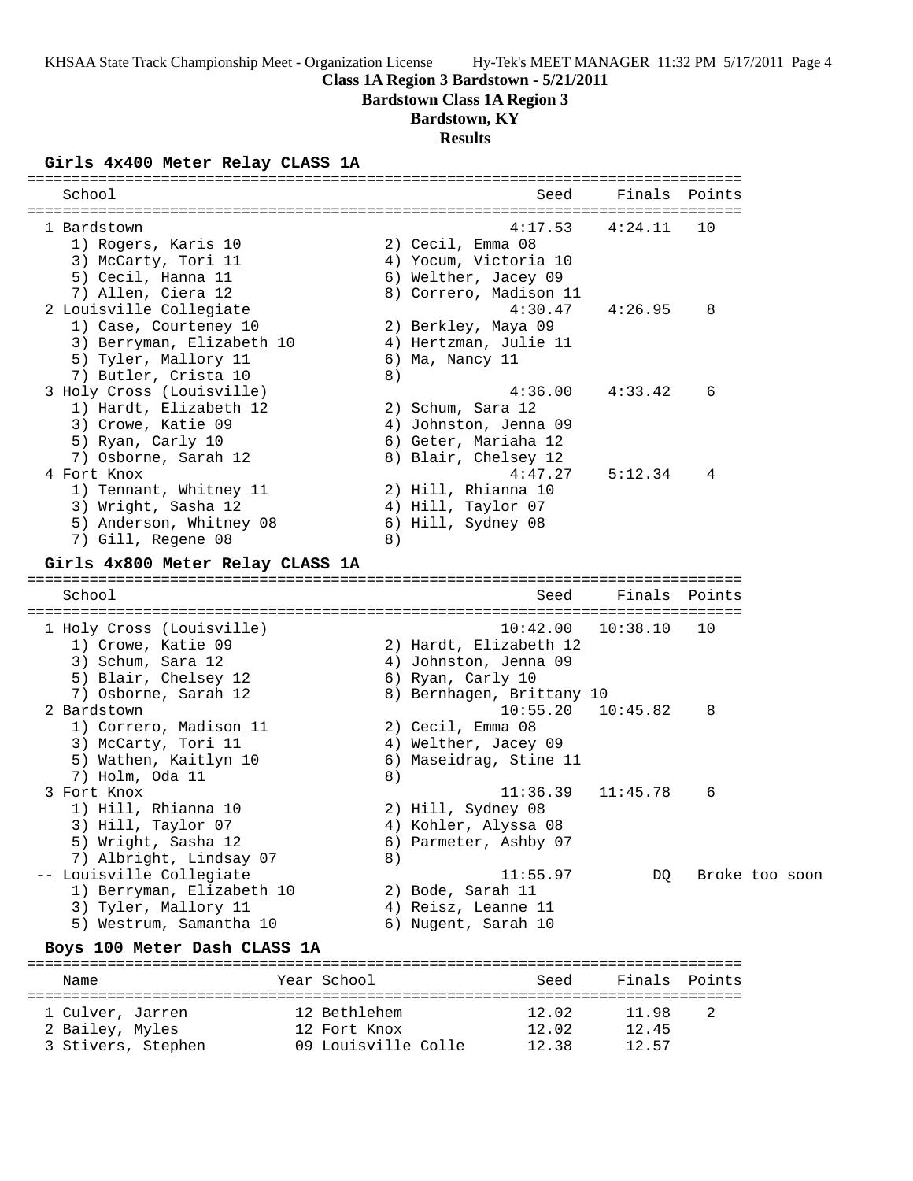# Class 1A Region 3 Bardstown - 5/21/2011

## Bardstown Class 1A Region 3

## Bardstown, KY

## Results

### Girls 4x400 Meter Relay CLASS 1A

| School | Seed | Finals | Points |
|---|---|---|---|
| 1 Bardstown | 4:17.53 | 4:24.11 | 10 |
| 1) Rogers, Karis 10; 2) Cecil, Emma 08; 3) McCarty, Tori 11; 4) Yocum, Victoria 10; 5) Cecil, Hanna 11; 6) Welther, Jacey 09; 7) Allen, Ciera 12; 8) Correro, Madison 11 | | | |
| 2 Louisville Collegiate | 4:30.47 | 4:26.95 | 8 |
| 1) Case, Courteney 10; 2) Berkley, Maya 09; 3) Berryman, Elizabeth 10; 4) Hertzman, Julie 11; 5) Tyler, Mallory 11; 6) Ma, Nancy 11; 7) Butler, Crista 10; 8) | | | |
| 3 Holy Cross (Louisville) | 4:36.00 | 4:33.42 | 6 |
| 1) Hardt, Elizabeth 12; 2) Schum, Sara 12; 3) Crowe, Katie 09; 4) Johnston, Jenna 09; 5) Ryan, Carly 10; 6) Geter, Mariaha 12; 7) Osborne, Sarah 12; 8) Blair, Chelsey 12 | | | |
| 4 Fort Knox | 4:47.27 | 5:12.34 | 4 |
| 1) Tennant, Whitney 11; 2) Hill, Rhianna 10; 3) Wright, Sasha 12; 4) Hill, Taylor 07; 5) Anderson, Whitney 08; 6) Hill, Sydney 08; 7) Gill, Regene 08; 8) | | | |

### Girls 4x800 Meter Relay CLASS 1A

| School | Seed | Finals | Points |
|---|---|---|---|
| 1 Holy Cross (Louisville) | 10:42.00 | 10:38.10 | 10 |
| 1) Crowe, Katie 09; 2) Hardt, Elizabeth 12; 3) Schum, Sara 12; 4) Johnston, Jenna 09; 5) Blair, Chelsey 12; 6) Ryan, Carly 10; 7) Osborne, Sarah 12; 8) Bernhagen, Brittany 10 | | | |
| 2 Bardstown | 10:55.20 | 10:45.82 | 8 |
| 1) Correro, Madison 11; 2) Cecil, Emma 08; 3) McCarty, Tori 11; 4) Welther, Jacey 09; 5) Wathen, Kaitlyn 10; 6) Maseidrag, Stine 11; 7) Holm, Oda 11; 8) | | | |
| 3 Fort Knox | 11:36.39 | 11:45.78 | 6 |
| 1) Hill, Rhianna 10; 2) Hill, Sydney 08; 3) Hill, Taylor 07; 4) Kohler, Alyssa 08; 5) Wright, Sasha 12; 6) Parmeter, Ashby 07; 7) Albright, Lindsay 07; 8) | | | |
| -- Louisville Collegiate | 11:55.97 | DQ | Broke too soon |
| 1) Berryman, Elizabeth 10; 2) Bode, Sarah 11; 3) Tyler, Mallory 11; 4) Reisz, Leanne 11; 5) Westrum, Samantha 10; 6) Nugent, Sarah 10 | | | |

### Boys 100 Meter Dash CLASS 1A

| Name | Year | School | Seed | Finals | Points |
|---|---|---|---|---|---|
| 1 Culver, Jarren | 12 | Bethlehem | 12.02 | 11.98 | 2 |
| 2 Bailey, Myles | 12 | Fort Knox | 12.02 | 12.45 | |
| 3 Stivers, Stephen | 09 | Louisville Colle | 12.38 | 12.57 | |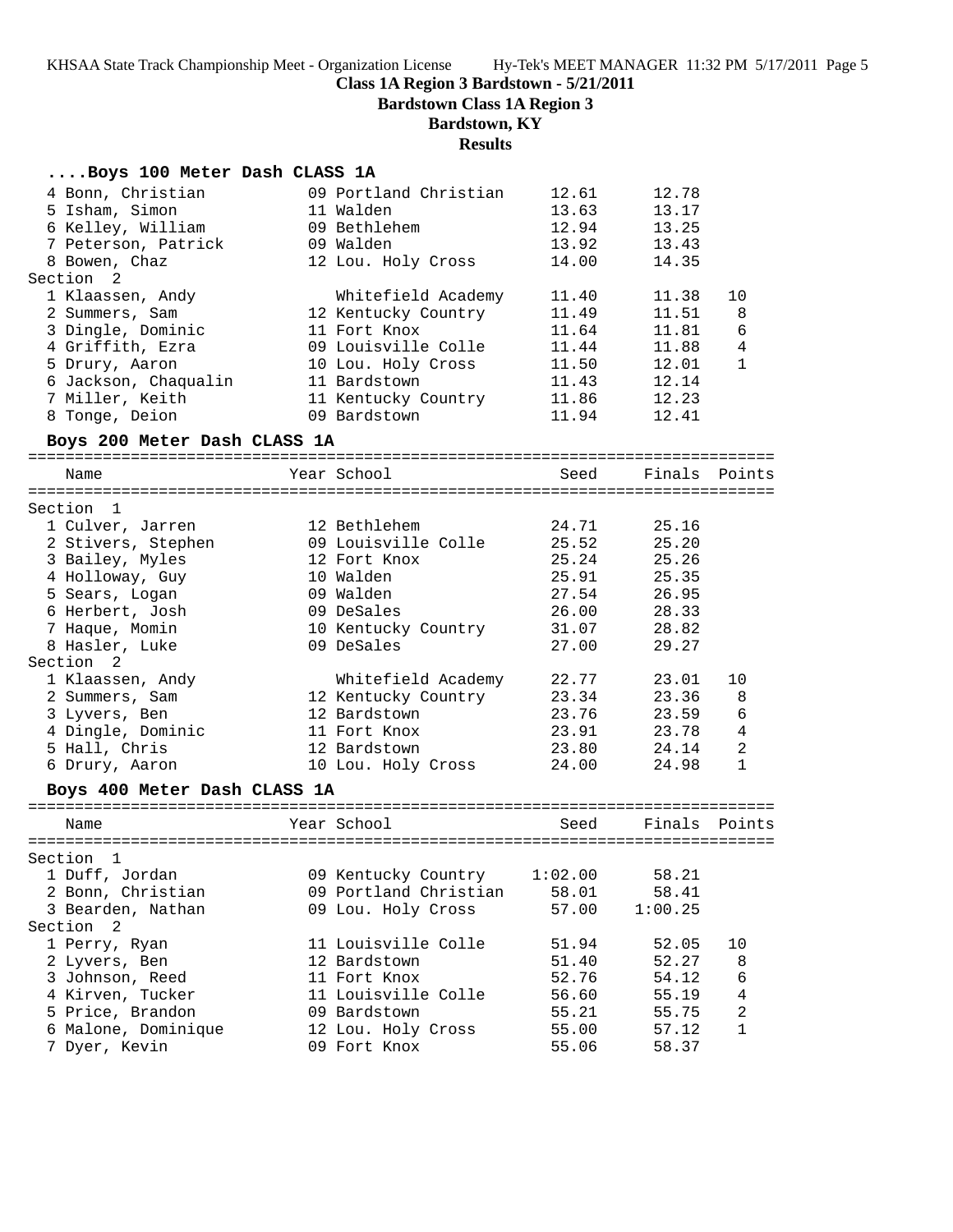**Class 1A Region 3 Bardstown - 5/21/2011**

**Bardstown Class 1A Region 3**

**Bardstown, KY**

**Results**

### ....Boys 100 Meter Dash CLASS 1A

| Place | Name | Year | School | Seed | Finals | Points |
|---|---|---|---|---|---|---|
| 4 | Bonn, Christian | 09 | Portland Christian | 12.61 | 12.78 | |
| 5 | Isham, Simon | 11 | Walden | 13.63 | 13.17 | |
| 6 | Kelley, William | 09 | Bethlehem | 12.94 | 13.25 | |
| 7 | Peterson, Patrick | 09 | Walden | 13.92 | 13.43 | |
| 8 | Bowen, Chaz | 12 | Lou. Holy Cross | 14.00 | 14.35 | |
| **Section 2** | | | | | | |
| 1 | Klaassen, Andy | | Whitefield Academy | 11.40 | 11.38 | 10 |
| 2 | Summers, Sam | 12 | Kentucky Country | 11.49 | 11.51 | 8 |
| 3 | Dingle, Dominic | 11 | Fort Knox | 11.64 | 11.81 | 6 |
| 4 | Griffith, Ezra | 09 | Louisville Colle | 11.44 | 11.88 | 4 |
| 5 | Drury, Aaron | 10 | Lou. Holy Cross | 11.50 | 12.01 | 1 |
| 6 | Jackson, Chaqualin | 11 | Bardstown | 11.43 | 12.14 | |
| 7 | Miller, Keith | 11 | Kentucky Country | 11.86 | 12.23 | |
| 8 | Tonge, Deion | 09 | Bardstown | 11.94 | 12.41 | |

### Boys 200 Meter Dash CLASS 1A

| Place | Name | Year | School | Seed | Finals | Points |
|---|---|---|---|---|---|---|
| **Section 1** | | | | | | |
| 1 | Culver, Jarren | 12 | Bethlehem | 24.71 | 25.16 | |
| 2 | Stivers, Stephen | 09 | Louisville Colle | 25.52 | 25.20 | |
| 3 | Bailey, Myles | 12 | Fort Knox | 25.24 | 25.26 | |
| 4 | Holloway, Guy | 10 | Walden | 25.91 | 25.35 | |
| 5 | Sears, Logan | 09 | Walden | 27.54 | 26.95 | |
| 6 | Herbert, Josh | 09 | DeSales | 26.00 | 28.33 | |
| 7 | Haque, Momin | 10 | Kentucky Country | 31.07 | 28.82 | |
| 8 | Hasler, Luke | 09 | DeSales | 27.00 | 29.27 | |
| **Section 2** | | | | | | |
| 1 | Klaassen, Andy | | Whitefield Academy | 22.77 | 23.01 | 10 |
| 2 | Summers, Sam | 12 | Kentucky Country | 23.34 | 23.36 | 8 |
| 3 | Lyvers, Ben | 12 | Bardstown | 23.76 | 23.59 | 6 |
| 4 | Dingle, Dominic | 11 | Fort Knox | 23.91 | 23.78 | 4 |
| 5 | Hall, Chris | 12 | Bardstown | 23.80 | 24.14 | 2 |
| 6 | Drury, Aaron | 10 | Lou. Holy Cross | 24.00 | 24.98 | 1 |

### Boys 400 Meter Dash CLASS 1A

| Place | Name | Year | School | Seed | Finals | Points |
|---|---|---|---|---|---|---|
| **Section 1** | | | | | | |
| 1 | Duff, Jordan | 09 | Kentucky Country | 1:02.00 | 58.21 | |
| 2 | Bonn, Christian | 09 | Portland Christian | 58.01 | 58.41 | |
| 3 | Bearden, Nathan | 09 | Lou. Holy Cross | 57.00 | 1:00.25 | |
| **Section 2** | | | | | | |
| 1 | Perry, Ryan | 11 | Louisville Colle | 51.94 | 52.05 | 10 |
| 2 | Lyvers, Ben | 12 | Bardstown | 51.40 | 52.27 | 8 |
| 3 | Johnson, Reed | 11 | Fort Knox | 52.76 | 54.12 | 6 |
| 4 | Kirven, Tucker | 11 | Louisville Colle | 56.60 | 55.19 | 4 |
| 5 | Price, Brandon | 09 | Bardstown | 55.21 | 55.75 | 2 |
| 6 | Malone, Dominique | 12 | Lou. Holy Cross | 55.00 | 57.12 | 1 |
| 7 | Dyer, Kevin | 09 | Fort Knox | 55.06 | 58.37 | |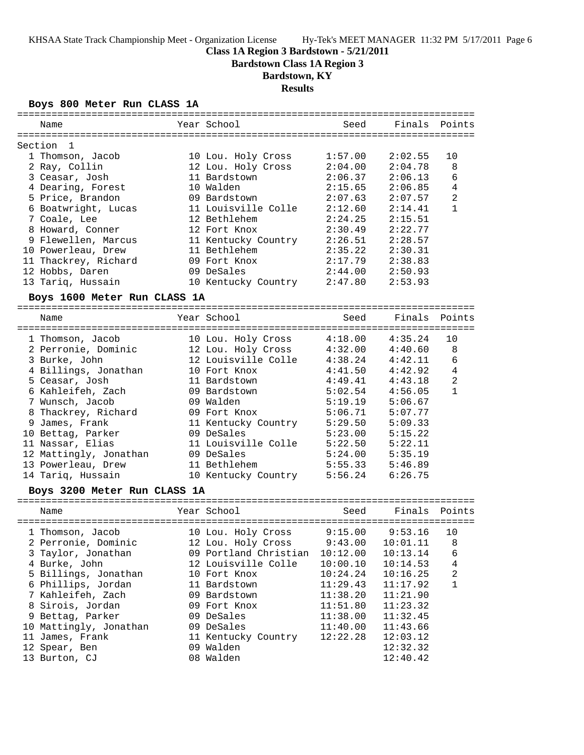# Class 1A Region 3 Bardstown - 5/21/2011

## Bardstown Class 1A Region 3

## Bardstown, KY

## Results

### Boys 800 Meter Run CLASS 1A

Section 1

| Place | Name | Year | School | Seed | Finals | Points |
|---|---|---|---|---|---|---|
| 1 | Thomson, Jacob | 10 | Lou. Holy Cross | 1:57.00 | 2:02.55 | 10 |
| 2 | Ray, Collin | 12 | Lou. Holy Cross | 2:04.00 | 2:04.78 | 8 |
| 3 | Ceasar, Josh | 11 | Bardstown | 2:06.37 | 2:06.13 | 6 |
| 4 | Dearing, Forest | 10 | Walden | 2:15.65 | 2:06.85 | 4 |
| 5 | Price, Brandon | 09 | Bardstown | 2:07.63 | 2:07.57 | 2 |
| 6 | Boatwright, Lucas | 11 | Louisville Colle | 2:12.60 | 2:14.41 | 1 |
| 7 | Coale, Lee | 12 | Bethlehem | 2:24.25 | 2:15.51 | |
| 8 | Howard, Conner | 12 | Fort Knox | 2:30.49 | 2:22.77 | |
| 9 | Flewellen, Marcus | 11 | Kentucky Country | 2:26.51 | 2:28.57 | |
| 10 | Powerleau, Drew | 11 | Bethlehem | 2:35.22 | 2:30.31 | |
| 11 | Thackrey, Richard | 09 | Fort Knox | 2:17.79 | 2:38.83 | |
| 12 | Hobbs, Daren | 09 | DeSales | 2:44.00 | 2:50.93 | |
| 13 | Tariq, Hussain | 10 | Kentucky Country | 2:47.80 | 2:53.93 | |

### Boys 1600 Meter Run CLASS 1A

| Place | Name | Year | School | Seed | Finals | Points |
|---|---|---|---|---|---|---|
| 1 | Thomson, Jacob | 10 | Lou. Holy Cross | 4:18.00 | 4:35.24 | 10 |
| 2 | Perronie, Dominic | 12 | Lou. Holy Cross | 4:32.00 | 4:40.60 | 8 |
| 3 | Burke, John | 12 | Louisville Colle | 4:38.24 | 4:42.11 | 6 |
| 4 | Billings, Jonathan | 10 | Fort Knox | 4:41.50 | 4:42.92 | 4 |
| 5 | Ceasar, Josh | 11 | Bardstown | 4:49.41 | 4:43.18 | 2 |
| 6 | Kahleifeh, Zach | 09 | Bardstown | 5:02.54 | 4:56.05 | 1 |
| 7 | Wunsch, Jacob | 09 | Walden | 5:19.19 | 5:06.67 | |
| 8 | Thackrey, Richard | 09 | Fort Knox | 5:06.71 | 5:07.77 | |
| 9 | James, Frank | 11 | Kentucky Country | 5:29.50 | 5:09.33 | |
| 10 | Bettag, Parker | 09 | DeSales | 5:23.00 | 5:15.22 | |
| 11 | Nassar, Elias | 11 | Louisville Colle | 5:22.50 | 5:22.11 | |
| 12 | Mattingly, Jonathan | 09 | DeSales | 5:24.00 | 5:35.19 | |
| 13 | Powerleau, Drew | 11 | Bethlehem | 5:55.33 | 5:46.89 | |
| 14 | Tariq, Hussain | 10 | Kentucky Country | 5:56.24 | 6:26.75 | |

### Boys 3200 Meter Run CLASS 1A

| Place | Name | Year | School | Seed | Finals | Points |
|---|---|---|---|---|---|---|
| 1 | Thomson, Jacob | 10 | Lou. Holy Cross | 9:15.00 | 9:53.16 | 10 |
| 2 | Perronie, Dominic | 12 | Lou. Holy Cross | 9:43.00 | 10:01.11 | 8 |
| 3 | Taylor, Jonathan | 09 | Portland Christian | 10:12.00 | 10:13.14 | 6 |
| 4 | Burke, John | 12 | Louisville Colle | 10:00.10 | 10:14.53 | 4 |
| 5 | Billings, Jonathan | 10 | Fort Knox | 10:24.24 | 10:16.25 | 2 |
| 6 | Phillips, Jordan | 11 | Bardstown | 11:29.43 | 11:17.92 | 1 |
| 7 | Kahleifeh, Zach | 09 | Bardstown | 11:38.20 | 11:21.90 | |
| 8 | Sirois, Jordan | 09 | Fort Knox | 11:51.80 | 11:23.32 | |
| 9 | Bettag, Parker | 09 | DeSales | 11:38.00 | 11:32.45 | |
| 10 | Mattingly, Jonathan | 09 | DeSales | 11:40.00 | 11:43.66 | |
| 11 | James, Frank | 11 | Kentucky Country | 12:22.28 | 12:03.12 | |
| 12 | Spear, Ben | 09 | Walden | | 12:32.32 | |
| 13 | Burton, CJ | 08 | Walden | | 12:40.42 | |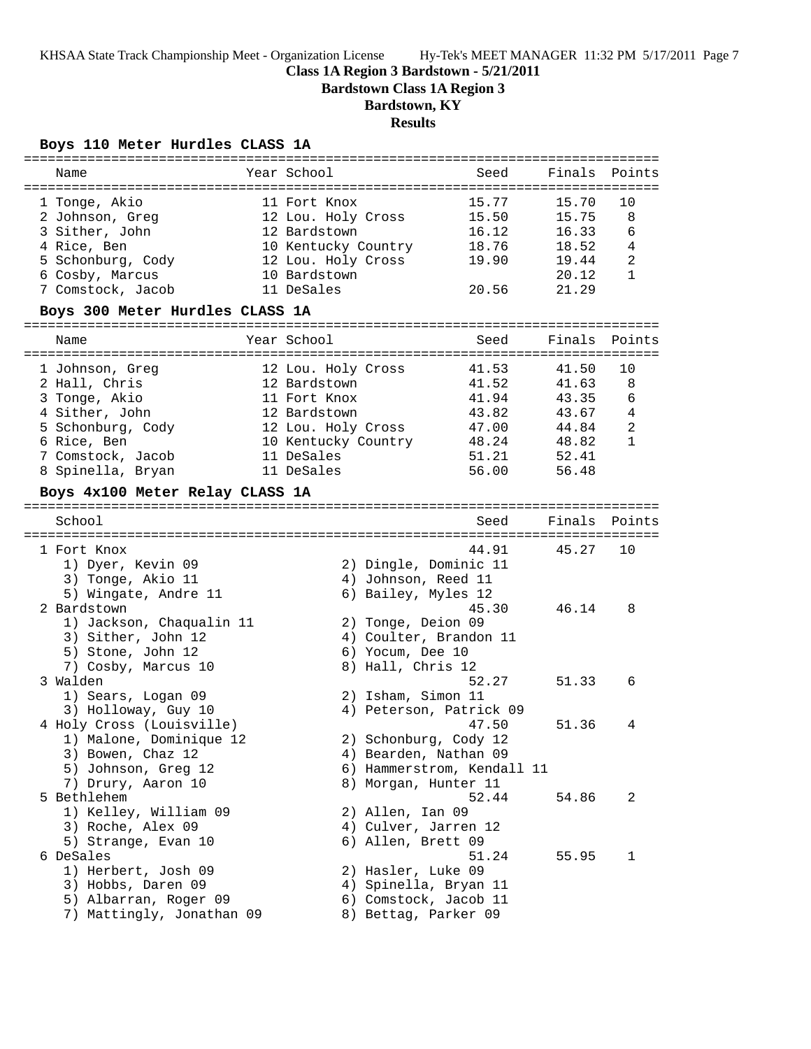**Class 1A Region 3 Bardstown - 5/21/2011**

**Bardstown Class 1A Region 3**

**Bardstown, KY**

**Results**

### Boys 110 Meter Hurdles CLASS 1A

| Name | Year | School | Seed | Finals | Points |
|---|---|---|---|---|---|
| 1 Tonge, Akio | 11 | Fort Knox | 15.77 | 15.70 | 10 |
| 2 Johnson, Greg | 12 | Lou. Holy Cross | 15.50 | 15.75 | 8 |
| 3 Sither, John | 12 | Bardstown | 16.12 | 16.33 | 6 |
| 4 Rice, Ben | 10 | Kentucky Country | 18.76 | 18.52 | 4 |
| 5 Schonburg, Cody | 12 | Lou. Holy Cross | 19.90 | 19.44 | 2 |
| 6 Cosby, Marcus | 10 | Bardstown | | 20.12 | 1 |
| 7 Comstock, Jacob | 11 | DeSales | 20.56 | 21.29 | |

### Boys 300 Meter Hurdles CLASS 1A

| Name | Year | School | Seed | Finals | Points |
|---|---|---|---|---|---|
| 1 Johnson, Greg | 12 | Lou. Holy Cross | 41.53 | 41.50 | 10 |
| 2 Hall, Chris | 12 | Bardstown | 41.52 | 41.63 | 8 |
| 3 Tonge, Akio | 11 | Fort Knox | 41.94 | 43.35 | 6 |
| 4 Sither, John | 12 | Bardstown | 43.82 | 43.67 | 4 |
| 5 Schonburg, Cody | 12 | Lou. Holy Cross | 47.00 | 44.84 | 2 |
| 6 Rice, Ben | 10 | Kentucky Country | 48.24 | 48.82 | 1 |
| 7 Comstock, Jacob | 11 | DeSales | 51.21 | 52.41 | |
| 8 Spinella, Bryan | 11 | DeSales | 56.00 | 56.48 | |

### Boys 4x100 Meter Relay CLASS 1A

| School | Seed | Finals | Points |
|---|---|---|---|
| 1 Fort Knox | 44.91 | 45.27 | 10 |
| 2 Bardstown | 45.30 | 46.14 | 8 |
| 3 Walden | 52.27 | 51.33 | 6 |
| 4 Holy Cross (Louisville) | 47.50 | 51.36 | 4 |
| 5 Bethlehem | 52.44 | 54.86 | 2 |
| 6 DeSales | 51.24 | 55.95 | 1 |

1 Fort Knox:
1) Dyer, Kevin 09; 2) Dingle, Dominic 11; 3) Tonge, Akio 11; 4) Johnson, Reed 11; 5) Wingate, Andre 11; 6) Bailey, Myles 12

2 Bardstown:
1) Jackson, Chaqualin 11; 2) Tonge, Deion 09; 3) Sither, John 12; 4) Coulter, Brandon 11; 5) Stone, John 12; 6) Yocum, Dee 10; 7) Cosby, Marcus 10; 8) Hall, Chris 12

3 Walden:
1) Sears, Logan 09; 2) Isham, Simon 11; 3) Holloway, Guy 10; 4) Peterson, Patrick 09

4 Holy Cross (Louisville):
1) Malone, Dominique 12; 2) Schonburg, Cody 12; 3) Bowen, Chaz 12; 4) Bearden, Nathan 09; 5) Johnson, Greg 12; 6) Hammerstrom, Kendall 11; 7) Drury, Aaron 10; 8) Morgan, Hunter 11

5 Bethlehem:
1) Kelley, William 09; 2) Allen, Ian 09; 3) Roche, Alex 09; 4) Culver, Jarren 12; 5) Strange, Evan 10; 6) Allen, Brett 09

6 DeSales:
1) Herbert, Josh 09; 2) Hasler, Luke 09; 3) Hobbs, Daren 09; 4) Spinella, Bryan 11; 5) Albarran, Roger 09; 6) Comstock, Jacob 11; 7) Mattingly, Jonathan 09; 8) Bettag, Parker 09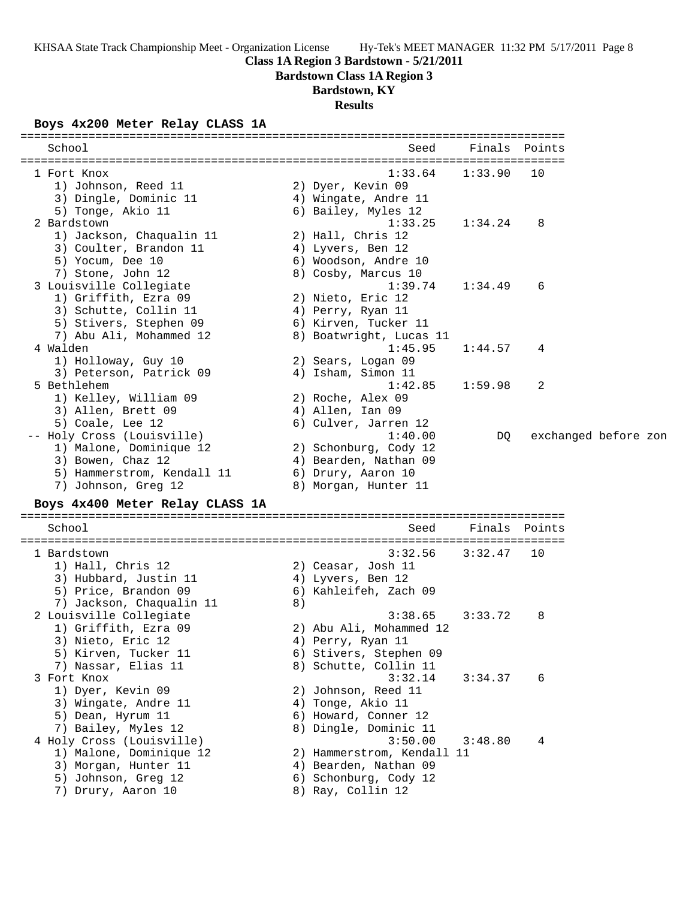**Class 1A Region 3 Bardstown - 5/21/2011**

**Bardstown Class 1A Region 3**

**Bardstown, KY**

**Results**

### Boys 4x200 Meter Relay CLASS 1A

| | School | Seed | Finals | Points |
|---|---|---|---|---|
| 1 | Fort Knox | 1:33.64 | 1:33.90 | 10 |
| | 1) Johnson, Reed 11; 2) Dyer, Kevin 09; 3) Dingle, Dominic 11; 4) Wingate, Andre 11; 5) Tonge, Akio 11; 6) Bailey, Myles 12 | | | |
| 2 | Bardstown | 1:33.25 | 1:34.24 | 8 |
| | 1) Jackson, Chaqualin 11; 2) Hall, Chris 12; 3) Coulter, Brandon 11; 4) Lyvers, Ben 12; 5) Yocum, Dee 10; 6) Woodson, Andre 10; 7) Stone, John 12; 8) Cosby, Marcus 10 | | | |
| 3 | Louisville Collegiate | 1:39.74 | 1:34.49 | 6 |
| | 1) Griffith, Ezra 09; 2) Nieto, Eric 12; 3) Schutte, Collin 11; 4) Perry, Ryan 11; 5) Stivers, Stephen 09; 6) Kirven, Tucker 11; 7) Abu Ali, Mohammed 12; 8) Boatwright, Lucas 11 | | | |
| 4 | Walden | 1:45.95 | 1:44.57 | 4 |
| | 1) Holloway, Guy 10; 2) Sears, Logan 09; 3) Peterson, Patrick 09; 4) Isham, Simon 11 | | | |
| 5 | Bethlehem | 1:42.85 | 1:59.98 | 2 |
| | 1) Kelley, William 09; 2) Roche, Alex 09; 3) Allen, Brett 09; 4) Allen, Ian 09; 5) Coale, Lee 12; 6) Culver, Jarren 12 | | | |
| -- | Holy Cross (Louisville) | 1:40.00 | DQ | exchanged before zon |
| | 1) Malone, Dominique 12; 2) Schonburg, Cody 12; 3) Bowen, Chaz 12; 4) Bearden, Nathan 09; 5) Hammerstrom, Kendall 11; 6) Drury, Aaron 10; 7) Johnson, Greg 12; 8) Morgan, Hunter 11 | | | |

### Boys 4x400 Meter Relay CLASS 1A

| | School | Seed | Finals | Points |
|---|---|---|---|---|
| 1 | Bardstown | 3:32.56 | 3:32.47 | 10 |
| | 1) Hall, Chris 12; 2) Ceasar, Josh 11; 3) Hubbard, Justin 11; 4) Lyvers, Ben 12; 5) Price, Brandon 09; 6) Kahleifeh, Zach 09; 7) Jackson, Chaqualin 11; 8) | | | |
| 2 | Louisville Collegiate | 3:38.65 | 3:33.72 | 8 |
| | 1) Griffith, Ezra 09; 2) Abu Ali, Mohammed 12; 3) Nieto, Eric 12; 4) Perry, Ryan 11; 5) Kirven, Tucker 11; 6) Stivers, Stephen 09; 7) Nassar, Elias 11; 8) Schutte, Collin 11 | | | |
| 3 | Fort Knox | 3:32.14 | 3:34.37 | 6 |
| | 1) Dyer, Kevin 09; 2) Johnson, Reed 11; 3) Wingate, Andre 11; 4) Tonge, Akio 11; 5) Dean, Hyrum 11; 6) Howard, Conner 12; 7) Bailey, Myles 12; 8) Dingle, Dominic 11 | | | |
| 4 | Holy Cross (Louisville) | 3:50.00 | 3:48.80 | 4 |
| | 1) Malone, Dominique 12; 2) Hammerstrom, Kendall 11; 3) Morgan, Hunter 11; 4) Bearden, Nathan 09; 5) Johnson, Greg 12; 6) Schonburg, Cody 12; 7) Drury, Aaron 10; 8) Ray, Collin 12 | | | |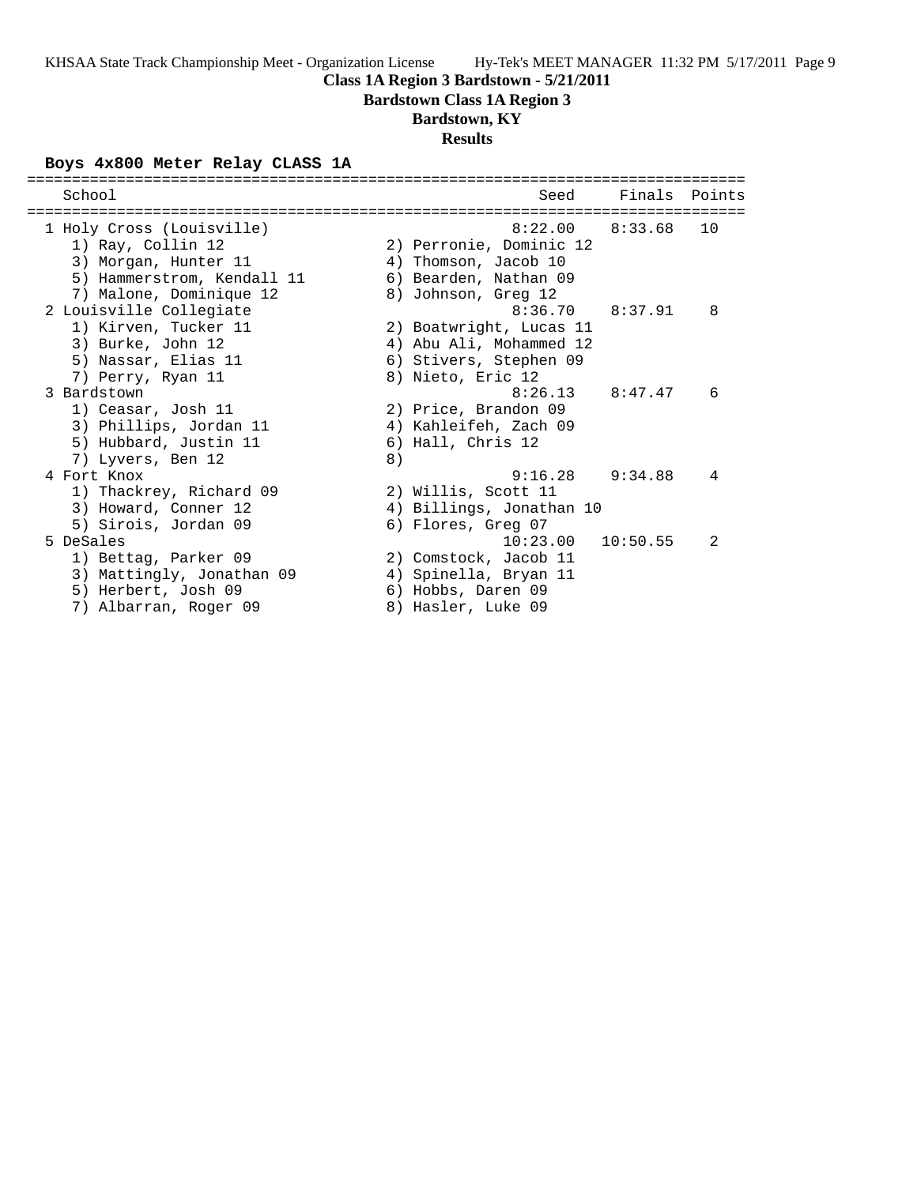**Class 1A Region 3 Bardstown - 5/21/2011**

**Bardstown Class 1A Region 3**

**Bardstown, KY**

**Results**

### Boys 4x800 Meter Relay CLASS 1A

| School | Seed | Finals | Points |
|---|---|---|---|
| 1 Holy Cross (Louisville) | 8:22.00 | 8:33.68 | 10 |
| 1) Ray, Collin 12; 2) Perronie, Dominic 12; 3) Morgan, Hunter 11; 4) Thomson, Jacob 10; 5) Hammerstrom, Kendall 11; 6) Bearden, Nathan 09; 7) Malone, Dominique 12; 8) Johnson, Greg 12 | | | |
| 2 Louisville Collegiate | 8:36.70 | 8:37.91 | 8 |
| 1) Kirven, Tucker 11; 2) Boatwright, Lucas 11; 3) Burke, John 12; 4) Abu Ali, Mohammed 12; 5) Nassar, Elias 11; 6) Stivers, Stephen 09; 7) Perry, Ryan 11; 8) Nieto, Eric 12 | | | |
| 3 Bardstown | 8:26.13 | 8:47.47 | 6 |
| 1) Ceasar, Josh 11; 2) Price, Brandon 09; 3) Phillips, Jordan 11; 4) Kahleifeh, Zach 09; 5) Hubbard, Justin 11; 6) Hall, Chris 12; 7) Lyvers, Ben 12; 8) | | | |
| 4 Fort Knox | 9:16.28 | 9:34.88 | 4 |
| 1) Thackrey, Richard 09; 2) Willis, Scott 11; 3) Howard, Conner 12; 4) Billings, Jonathan 10; 5) Sirois, Jordan 09; 6) Flores, Greg 07 | | | |
| 5 DeSales | 10:23.00 | 10:50.55 | 2 |
| 1) Bettag, Parker 09; 2) Comstock, Jacob 11; 3) Mattingly, Jonathan 09; 4) Spinella, Bryan 11; 5) Herbert, Josh 09; 6) Hobbs, Daren 09; 7) Albarran, Roger 09; 8) Hasler, Luke 09 | | | |